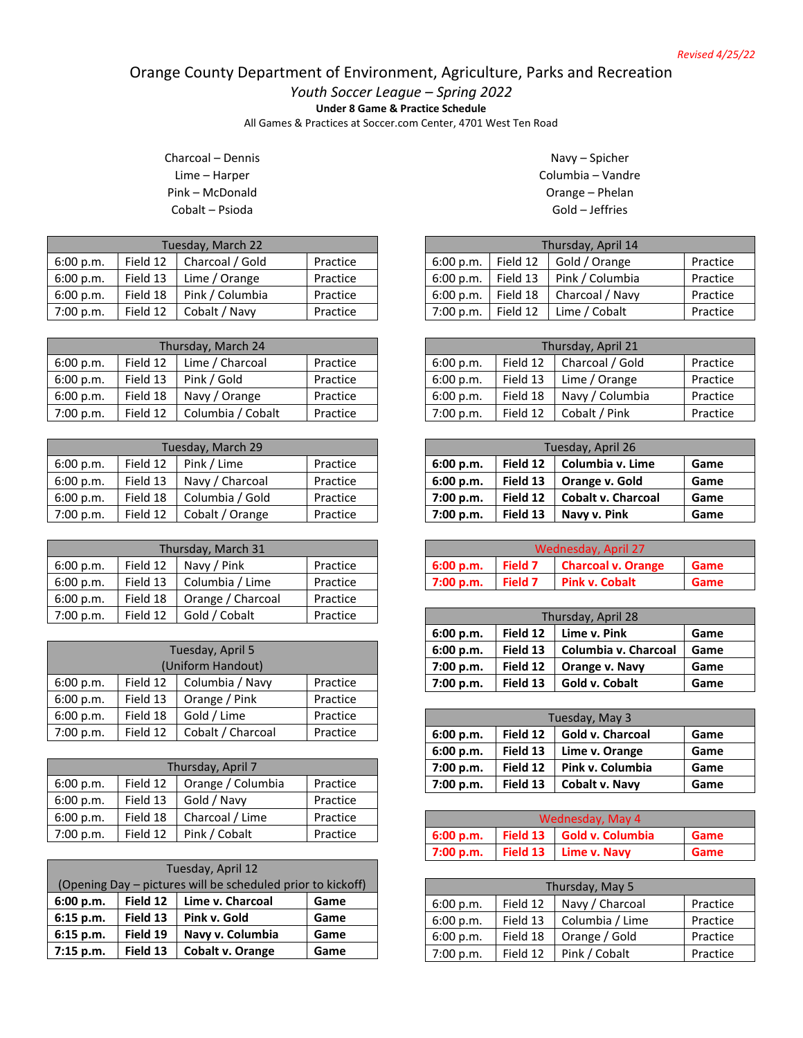*Revised 4/25/22*

# Orange County Department of Environment, Agriculture, Parks and Recreation

## *Youth Soccer League – Spring 2022*

**Under 8 Game & Practice Schedule**

All Games & Practices at Soccer.com Center, 4701 West Ten Road

Charcoal – Dennis
Lime – Harper
Pink – McDonald
Cobalt – Psioda

Navy – Spicher
Columbia – Vandre
Orange – Phelan
Gold – Jeffries

| Tuesday, March 22 | | | |
|---|---|---|---|
| 6:00 p.m. | Field 12 | Charcoal / Gold | Practice |
| 6:00 p.m. | Field 13 | Lime / Orange | Practice |
| 6:00 p.m. | Field 18 | Pink / Columbia | Practice |
| 7:00 p.m. | Field 12 | Cobalt / Navy | Practice |

| Thursday, March 24 | | | |
|---|---|---|---|
| 6:00 p.m. | Field 12 | Lime / Charcoal | Practice |
| 6:00 p.m. | Field 13 | Pink / Gold | Practice |
| 6:00 p.m. | Field 18 | Navy / Orange | Practice |
| 7:00 p.m. | Field 12 | Columbia / Cobalt | Practice |

| Tuesday, March 29 | | | |
|---|---|---|---|
| 6:00 p.m. | Field 12 | Pink / Lime | Practice |
| 6:00 p.m. | Field 13 | Navy / Charcoal | Practice |
| 6:00 p.m. | Field 18 | Columbia / Gold | Practice |
| 7:00 p.m. | Field 12 | Cobalt / Orange | Practice |

| Thursday, March 31 | | | |
|---|---|---|---|
| 6:00 p.m. | Field 12 | Navy / Pink | Practice |
| 6:00 p.m. | Field 13 | Columbia / Lime | Practice |
| 6:00 p.m. | Field 18 | Orange / Charcoal | Practice |
| 7:00 p.m. | Field 12 | Gold / Cobalt | Practice |

| Tuesday, April 5 (Uniform Handout) | | | |
|---|---|---|---|
| 6:00 p.m. | Field 12 | Columbia / Navy | Practice |
| 6:00 p.m. | Field 13 | Orange / Pink | Practice |
| 6:00 p.m. | Field 18 | Gold / Lime | Practice |
| 7:00 p.m. | Field 12 | Cobalt / Charcoal | Practice |

| Thursday, April 7 | | | |
|---|---|---|---|
| 6:00 p.m. | Field 12 | Orange / Columbia | Practice |
| 6:00 p.m. | Field 13 | Gold / Navy | Practice |
| 6:00 p.m. | Field 18 | Charcoal / Lime | Practice |
| 7:00 p.m. | Field 12 | Pink / Cobalt | Practice |

| Tuesday, April 12 (Opening Day – pictures will be scheduled prior to kickoff) | | | |
|---|---|---|---|
| **6:00 p.m.** | **Field 12** | **Lime v. Charcoal** | **Game** |
| **6:15 p.m.** | **Field 13** | **Pink v. Gold** | **Game** |
| **6:15 p.m.** | **Field 19** | **Navy v. Columbia** | **Game** |
| **7:15 p.m.** | **Field 13** | **Cobalt v. Orange** | **Game** |

| Thursday, April 14 | | | |
|---|---|---|---|
| 6:00 p.m. | Field 12 | Gold / Orange | Practice |
| 6:00 p.m. | Field 13 | Pink / Columbia | Practice |
| 6:00 p.m. | Field 18 | Charcoal / Navy | Practice |
| 7:00 p.m. | Field 12 | Lime / Cobalt | Practice |

| Thursday, April 21 | | | |
|---|---|---|---|
| 6:00 p.m. | Field 12 | Charcoal / Gold | Practice |
| 6:00 p.m. | Field 13 | Lime / Orange | Practice |
| 6:00 p.m. | Field 18 | Navy / Columbia | Practice |
| 7:00 p.m. | Field 12 | Cobalt / Pink | Practice |

| Tuesday, April 26 | | | |
|---|---|---|---|
| **6:00 p.m.** | **Field 12** | **Columbia v. Lime** | **Game** |
| **6:00 p.m.** | **Field 13** | **Orange v. Gold** | **Game** |
| **7:00 p.m.** | **Field 12** | **Cobalt v. Charcoal** | **Game** |
| **7:00 p.m.** | **Field 13** | **Navy v. Pink** | **Game** |

| Wednesday, April 27 | | | |
|---|---|---|---|
| **6:00 p.m.** | **Field 7** | **Charcoal v. Orange** | **Game** |
| **7:00 p.m.** | **Field 7** | **Pink v. Cobalt** | **Game** |

| Thursday, April 28 | | | |
|---|---|---|---|
| **6:00 p.m.** | **Field 12** | **Lime v. Pink** | **Game** |
| **6:00 p.m.** | **Field 13** | **Columbia v. Charcoal** | **Game** |
| **7:00 p.m.** | **Field 12** | **Orange v. Navy** | **Game** |
| **7:00 p.m.** | **Field 13** | **Gold v. Cobalt** | **Game** |

| Tuesday, May 3 | | | |
|---|---|---|---|
| **6:00 p.m.** | **Field 12** | **Gold v. Charcoal** | **Game** |
| **6:00 p.m.** | **Field 13** | **Lime v. Orange** | **Game** |
| **7:00 p.m.** | **Field 12** | **Pink v. Columbia** | **Game** |
| **7:00 p.m.** | **Field 13** | **Cobalt v. Navy** | **Game** |

| Wednesday, May 4 | | | |
|---|---|---|---|
| **6:00 p.m.** | **Field 13** | **Gold v. Columbia** | **Game** |
| **7:00 p.m.** | **Field 13** | **Lime v. Navy** | **Game** |

| Thursday, May 5 | | | |
|---|---|---|---|
| 6:00 p.m. | Field 12 | Navy / Charcoal | Practice |
| 6:00 p.m. | Field 13 | Columbia / Lime | Practice |
| 6:00 p.m. | Field 18 | Orange / Gold | Practice |
| 7:00 p.m. | Field 12 | Pink / Cobalt | Practice |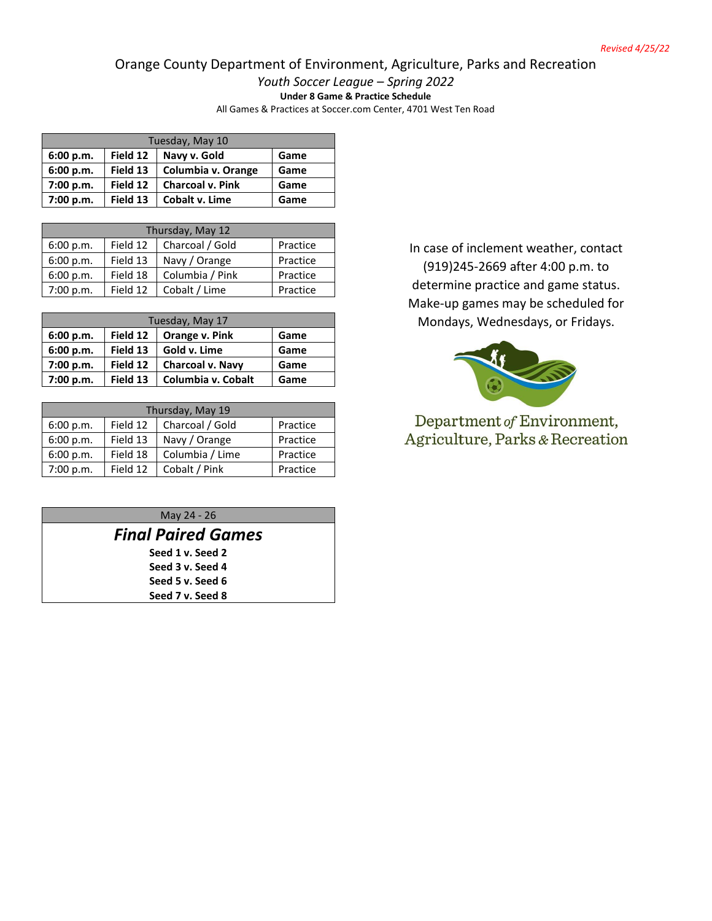*Revised 4/25/22*

# Orange County Department of Environment, Agriculture, Parks and Recreation

## *Youth Soccer League – Spring 2022*

**Under 8 Game & Practice Schedule**

All Games & Practices at Soccer.com Center, 4701 West Ten Road

| Tuesday, May 10 | | | |
|---|---|---|---|
| **6:00 p.m.** | **Field 12** | **Navy v. Gold** | **Game** |
| **6:00 p.m.** | **Field 13** | **Columbia v. Orange** | **Game** |
| **7:00 p.m.** | **Field 12** | **Charcoal v. Pink** | **Game** |
| **7:00 p.m.** | **Field 13** | **Cobalt v. Lime** | **Game** |

| Thursday, May 12 | | | |
|---|---|---|---|
| 6:00 p.m. | Field 12 | Charcoal / Gold | Practice |
| 6:00 p.m. | Field 13 | Navy / Orange | Practice |
| 6:00 p.m. | Field 18 | Columbia / Pink | Practice |
| 7:00 p.m. | Field 12 | Cobalt / Lime | Practice |

| Tuesday, May 17 | | | |
|---|---|---|---|
| **6:00 p.m.** | **Field 12** | **Orange v. Pink** | **Game** |
| **6:00 p.m.** | **Field 13** | **Gold v. Lime** | **Game** |
| **7:00 p.m.** | **Field 12** | **Charcoal v. Navy** | **Game** |
| **7:00 p.m.** | **Field 13** | **Columbia v. Cobalt** | **Game** |

| Thursday, May 19 | | | |
|---|---|---|---|
| 6:00 p.m. | Field 12 | Charcoal / Gold | Practice |
| 6:00 p.m. | Field 13 | Navy / Orange | Practice |
| 6:00 p.m. | Field 18 | Columbia / Lime | Practice |
| 7:00 p.m. | Field 12 | Cobalt / Pink | Practice |

| May 24 - 26 |
|---|
| ***Final Paired Games*** |
| **Seed 1 v. Seed 2** |
| **Seed 3 v. Seed 4** |
| **Seed 5 v. Seed 6** |
| **Seed 7 v. Seed 8** |

In case of inclement weather, contact (919)245-2669 after 4:00 p.m. to determine practice and game status. Make-up games may be scheduled for Mondays, Wednesdays, or Fridays.

Department *of* Environment, Agriculture, Parks & Recreation